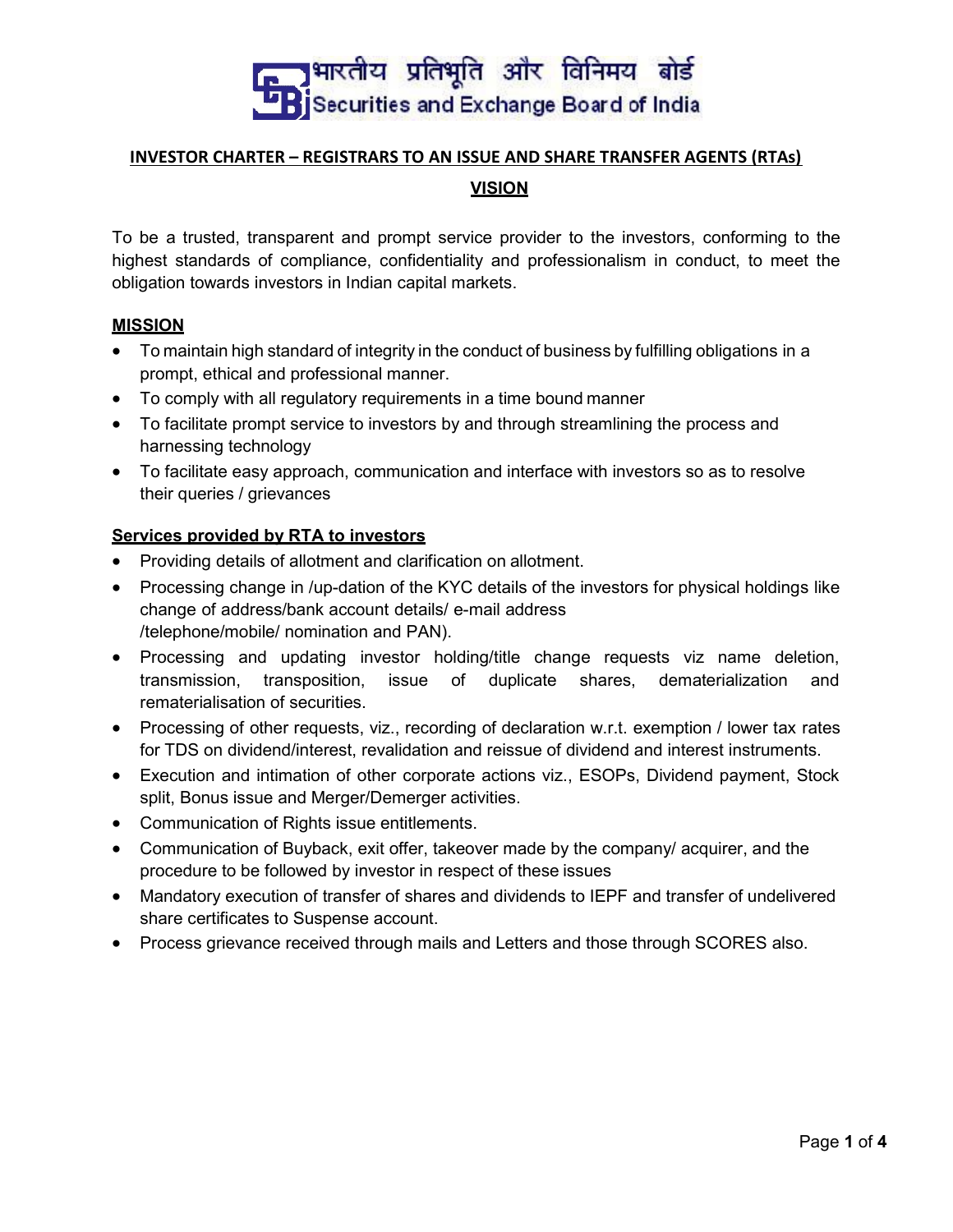भारतीय प्रतिभूति और विनिमय बोर्ड
Securities and Exchange Board of India

# INVESTOR CHARTER – REGISTRARS TO AN ISSUE AND SHARE TRANSFER AGENTS (RTAs)

## VISION

To be a trusted, transparent and prompt service provider to the investors, conforming to the highest standards of compliance, confidentiality and professionalism in conduct, to meet the obligation towards investors in Indian capital markets.

## MISSION

- To maintain high standard of integrity in the conduct of business by fulfilling obligations in a prompt, ethical and professional manner.
- To comply with all regulatory requirements in a time bound manner
- To facilitate prompt service to investors by and through streamlining the process and harnessing technology
- To facilitate easy approach, communication and interface with investors so as to resolve their queries / grievances

## Services provided by RTA to investors

- Providing details of allotment and clarification on allotment.
- Processing change in /up-dation of the KYC details of the investors for physical holdings like change of address/bank account details/ e-mail address /telephone/mobile/ nomination and PAN).
- Processing and updating investor holding/title change requests viz name deletion, transmission, transposition, issue of duplicate shares, dematerialization and rematerialisation of securities.
- Processing of other requests, viz., recording of declaration w.r.t. exemption / lower tax rates for TDS on dividend/interest, revalidation and reissue of dividend and interest instruments.
- Execution and intimation of other corporate actions viz., ESOPs, Dividend payment, Stock split, Bonus issue and Merger/Demerger activities.
- Communication of Rights issue entitlements.
- Communication of Buyback, exit offer, takeover made by the company/ acquirer, and the procedure to be followed by investor in respect of these issues
- Mandatory execution of transfer of shares and dividends to IEPF and transfer of undelivered share certificates to Suspense account.
- Process grievance received through mails and Letters and those through SCORES also.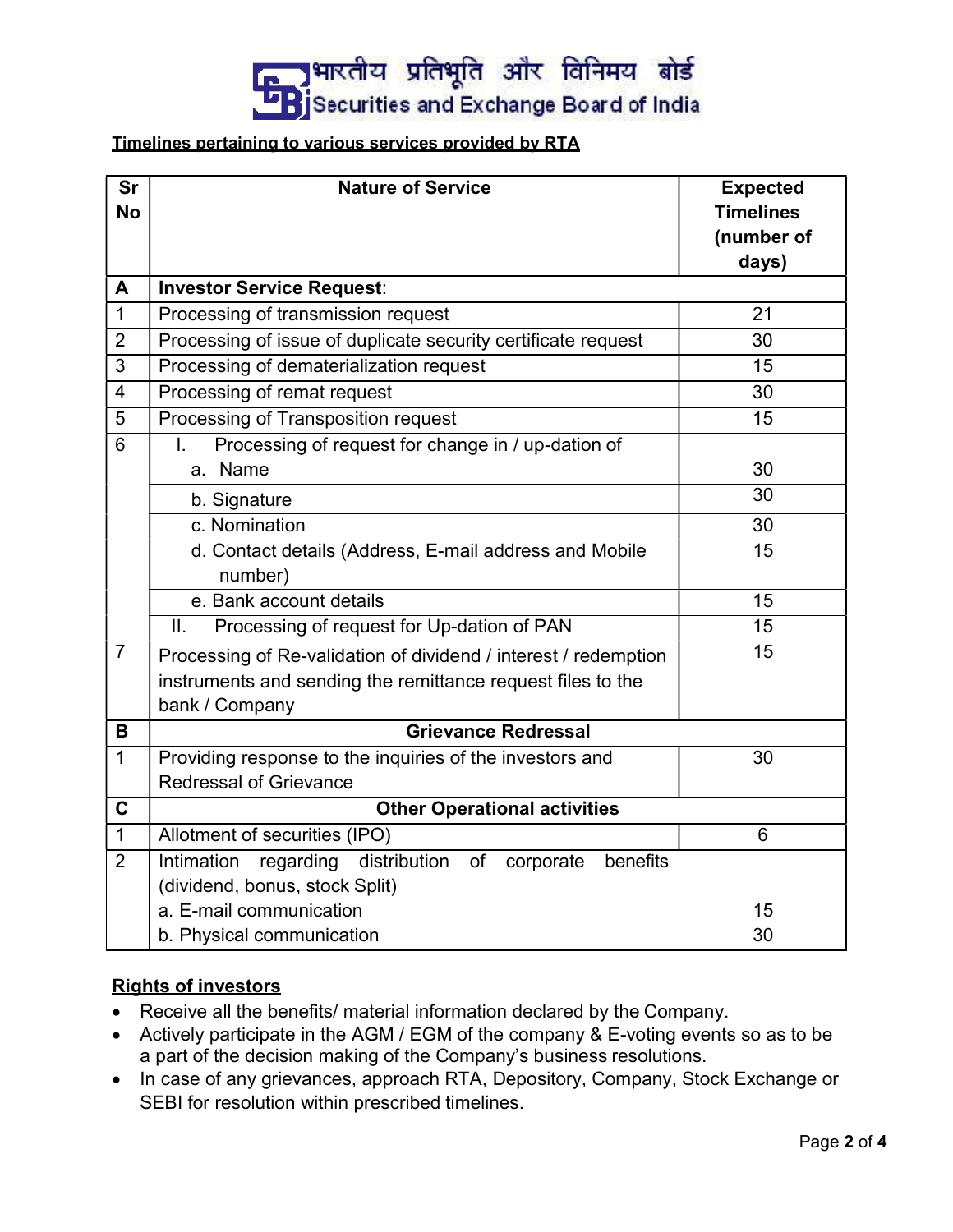भारतीय प्रतिभूति और विनिमय बोर्ड
Securities and Exchange Board of India

**Timelines pertaining to various services provided by RTA**

| Sr No | Nature of Service | Expected Timelines (number of days) |
|---|---|---|
| **A** | **Investor Service Request**: | |
| 1 | Processing of transmission request | 21 |
| 2 | Processing of issue of duplicate security certificate request | 30 |
| 3 | Processing of dematerialization request | 15 |
| 4 | Processing of remat request | 30 |
| 5 | Processing of Transposition request | 15 |
| 6 | I. Processing of request for change in / up-dation of a. Name | 30 |
| | b. Signature | 30 |
| | c. Nomination | 30 |
| | d. Contact details (Address, E-mail address and Mobile number) | 15 |
| | e. Bank account details | 15 |
| | II. Processing of request for Up-dation of PAN | 15 |
| 7 | Processing of Re-validation of dividend / interest / redemption instruments and sending the remittance request files to the bank / Company | 15 |
| **B** | **Grievance Redressal** | |
| 1 | Providing response to the inquiries of the investors and Redressal of Grievance | 30 |
| **C** | **Other Operational activities** | |
| 1 | Allotment of securities (IPO) | 6 |
| 2 | Intimation regarding distribution of corporate benefits (dividend, bonus, stock Split) | |
| | a. E-mail communication | 15 |
| | b. Physical communication | 30 |

**Rights of investors**

- Receive all the benefits/ material information declared by the Company.
- Actively participate in the AGM / EGM of the company & E-voting events so as to be a part of the decision making of the Company's business resolutions.
- In case of any grievances, approach RTA, Depository, Company, Stock Exchange or SEBI for resolution within prescribed timelines.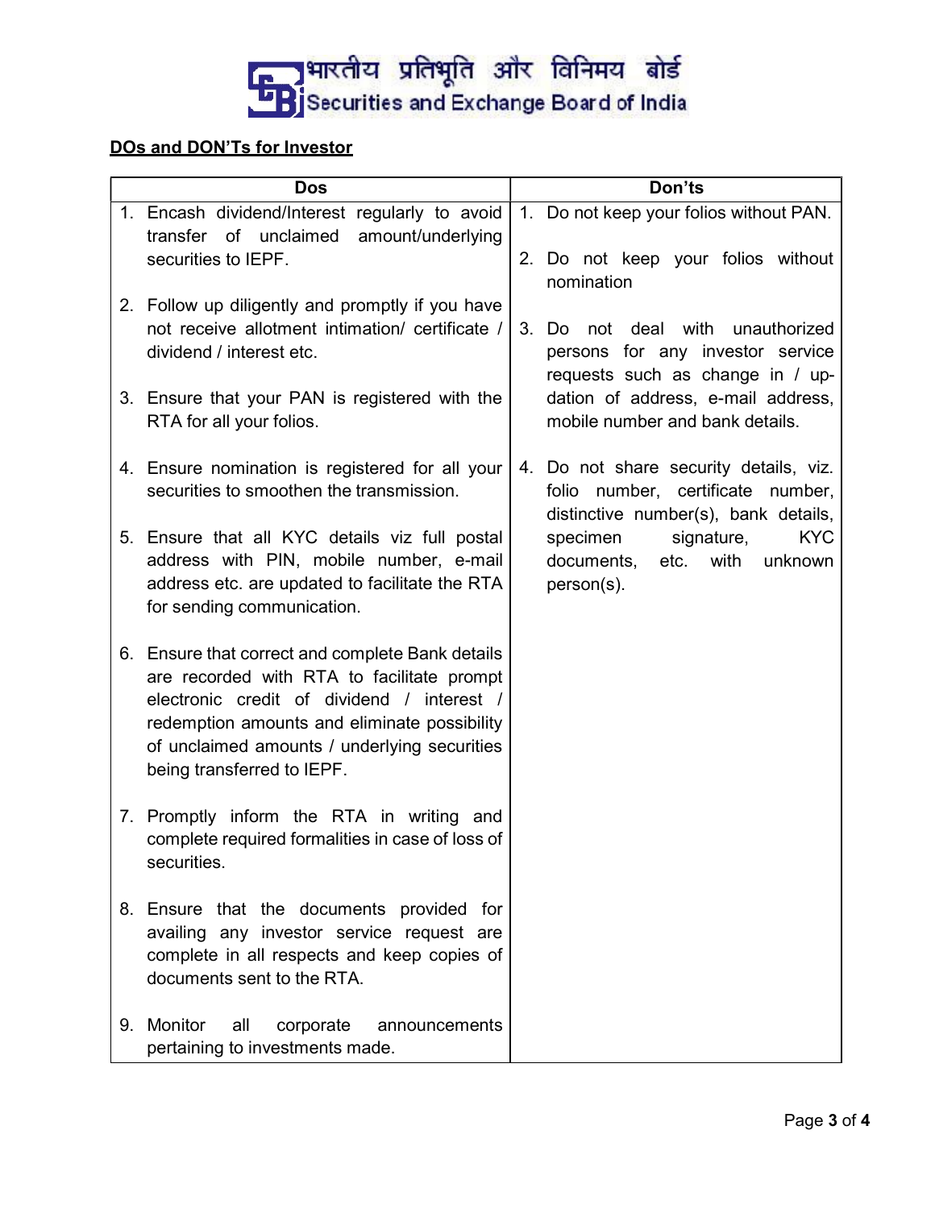भारतीय प्रतिभूति और विनिमय बोर्ड
Securities and Exchange Board of India

**DOs and DON'Ts for Investor**

| Dos | Don'ts |
|---|---|
| 1. Encash dividend/Interest regularly to avoid transfer of unclaimed amount/underlying securities to IEPF.<br><br>2. Follow up diligently and promptly if you have not receive allotment intimation/ certificate / dividend / interest etc.<br><br>3. Ensure that your PAN is registered with the RTA for all your folios.<br><br>4. Ensure nomination is registered for all your securities to smoothen the transmission.<br><br>5. Ensure that all KYC details viz full postal address with PIN, mobile number, e-mail address etc. are updated to facilitate the RTA for sending communication.<br><br>6. Ensure that correct and complete Bank details are recorded with RTA to facilitate prompt electronic credit of dividend / interest / redemption amounts and eliminate possibility of unclaimed amounts / underlying securities being transferred to IEPF.<br><br>7. Promptly inform the RTA in writing and complete required formalities in case of loss of securities.<br><br>8. Ensure that the documents provided for availing any investor service request are complete in all respects and keep copies of documents sent to the RTA.<br><br>9. Monitor all corporate announcements pertaining to investments made. | 1. Do not keep your folios without PAN.<br><br>2. Do not keep your folios without nomination<br><br>3. Do not deal with unauthorized persons for any investor service requests such as change in / up-dation of address, e-mail address, mobile number and bank details.<br><br>4. Do not share security details, viz. folio number, certificate number, distinctive number(s), bank details, specimen signature, KYC documents, etc. with unknown person(s). |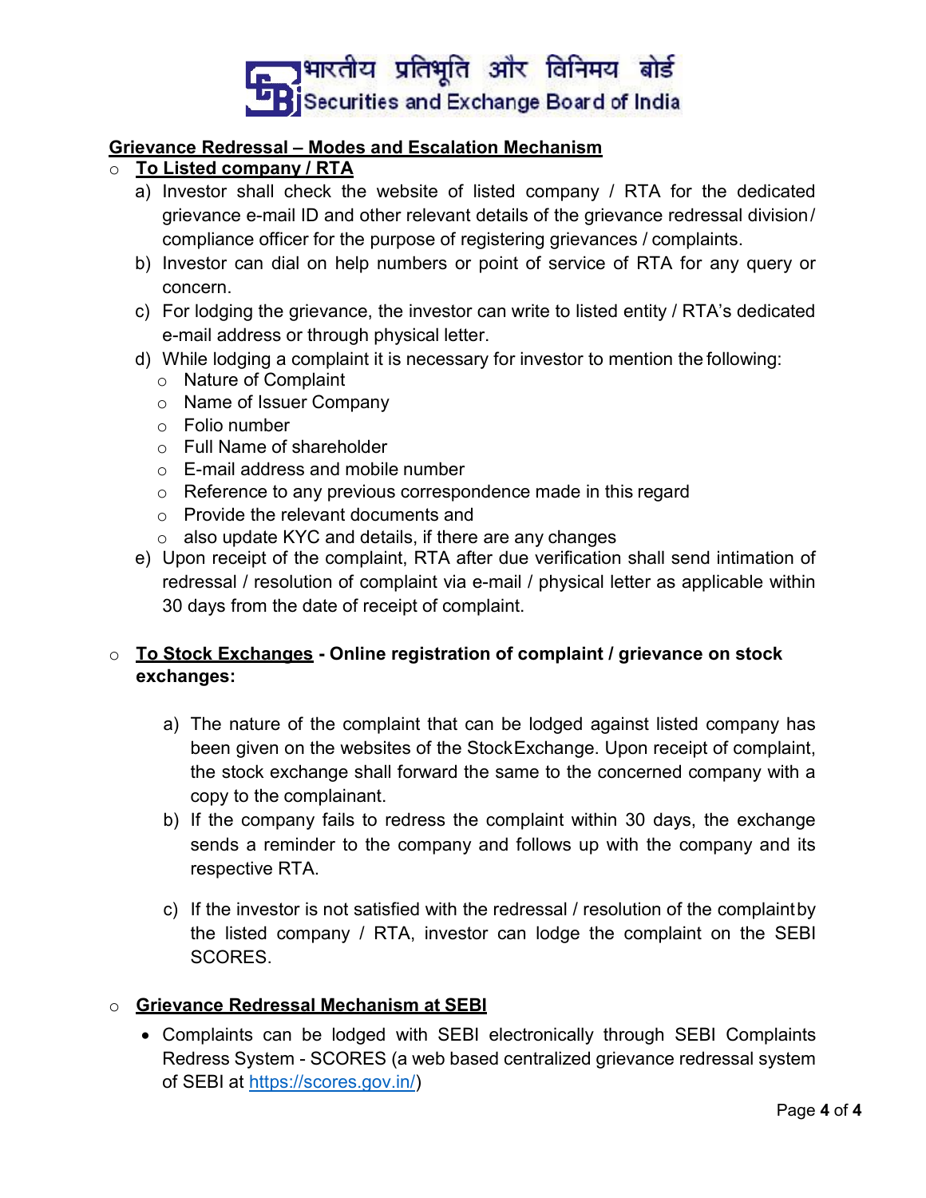**Grievance Redressal – Modes and Escalation Mechanism**

- **To Listed company / RTA**
  a) Investor shall check the website of listed company / RTA for the dedicated grievance e-mail ID and other relevant details of the grievance redressal division / compliance officer for the purpose of registering grievances / complaints.
  b) Investor can dial on help numbers or point of service of RTA for any query or concern.
  c) For lodging the grievance, the investor can write to listed entity / RTA's dedicated e-mail address or through physical letter.
  d) While lodging a complaint it is necessary for investor to mention the following:
     - Nature of Complaint
     - Name of Issuer Company
     - Folio number
     - Full Name of shareholder
     - E-mail address and mobile number
     - Reference to any previous correspondence made in this regard
     - Provide the relevant documents and
     - also update KYC and details, if there are any changes
  e) Upon receipt of the complaint, RTA after due verification shall send intimation of redressal / resolution of complaint via e-mail / physical letter as applicable within 30 days from the date of receipt of complaint.

- **To Stock Exchanges - Online registration of complaint / grievance on stock exchanges:**
  a) The nature of the complaint that can be lodged against listed company has been given on the websites of the Stock Exchange. Upon receipt of complaint, the stock exchange shall forward the same to the concerned company with a copy to the complainant.
  b) If the company fails to redress the complaint within 30 days, the exchange sends a reminder to the company and follows up with the company and its respective RTA.
  c) If the investor is not satisfied with the redressal / resolution of the complaint by the listed company / RTA, investor can lodge the complaint on the SEBI SCORES.

- **Grievance Redressal Mechanism at SEBI**
  - Complaints can be lodged with SEBI electronically through SEBI Complaints Redress System - SCORES (a web based centralized grievance redressal system of SEBI at https://scores.gov.in/)